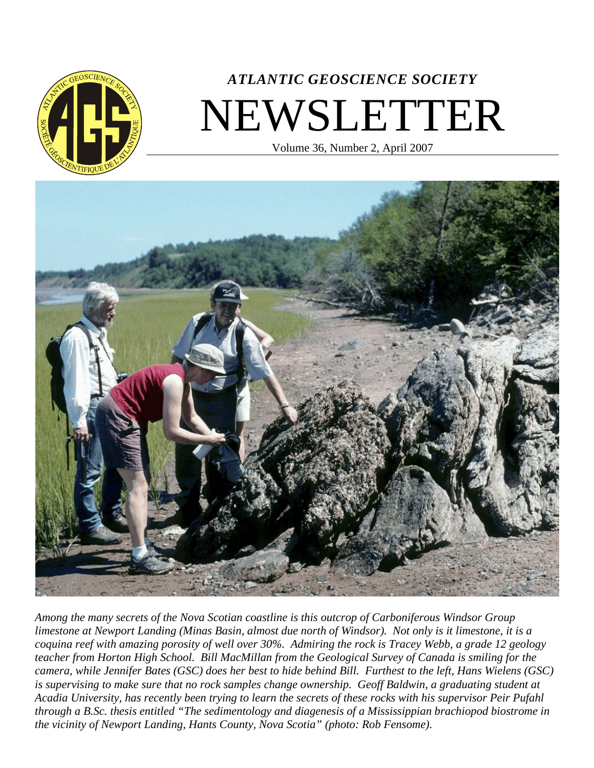*ATLANTIC GEOSCIENCE SOCIETY*

# NEWSLETTER

Volume 36, Number 2, April 2007

*Among the many secrets of the Nova Scotian coastline is this outcrop of Carboniferous Windsor Group limestone at Newport Landing (Minas Basin, almost due north of Windsor). Not only is it limestone, it is a coquina reef with amazing porosity of well over 30%. Admiring the rock is Tracey Webb, a grade 12 geology teacher from Horton High School. Bill MacMillan from the Geological Survey of Canada is smiling for the camera, while Jennifer Bates (GSC) does her best to hide behind Bill. Furthest to the left, Hans Wielens (GSC) is supervising to make sure that no rock samples change ownership. Geoff Baldwin, a graduating student at Acadia University, has recently been trying to learn the secrets of these rocks with his supervisor Peir Pufahl through a B.Sc. thesis entitled "The sedimentology and diagenesis of a Mississippian brachiopod biostrome in the vicinity of Newport Landing, Hants County, Nova Scotia" (photo: Rob Fensome).*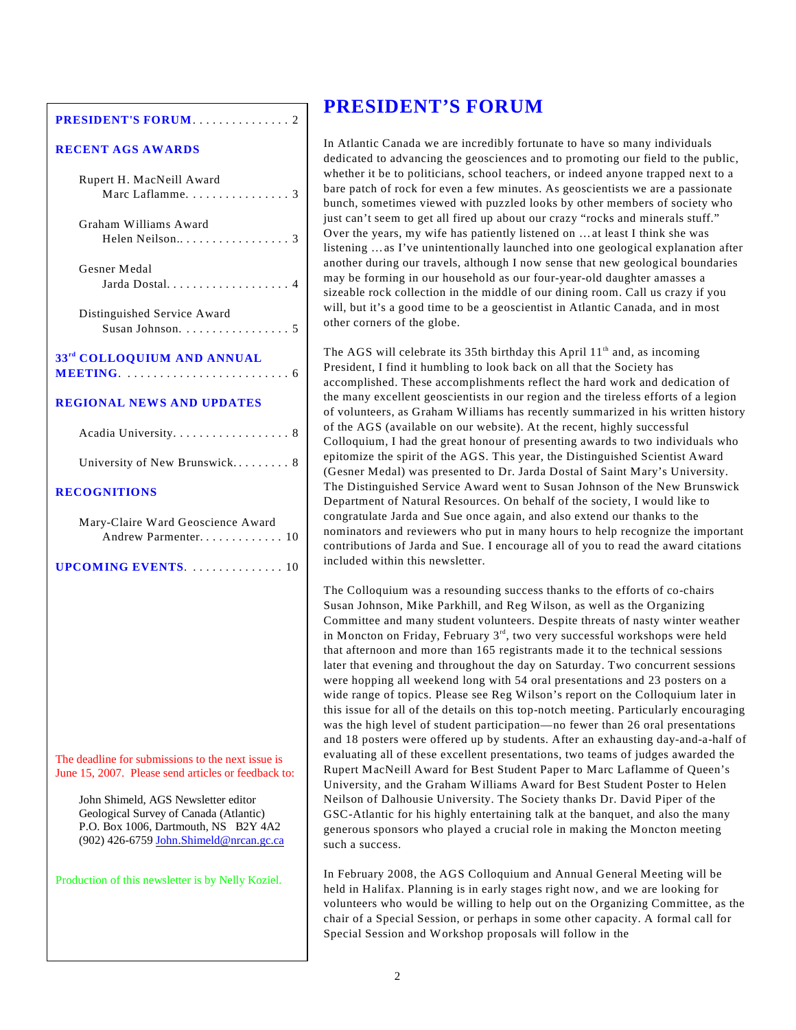**PRESIDENT'S FORUM** . . . . . . . . . . . . . . . 2

**RECENT AGS AWARDS**

Rupert H. MacNeill Award
Marc Laflamme. . . . . . . . . . . . . . . . 3

Graham Williams Award
Helen Neilson.. . . . . . . . . . . . . . . . 3

Gesner Medal
Jarda Dostal. . . . . . . . . . . . . . . . . . . 4

Distinguished Service Award
Susan Johnson. . . . . . . . . . . . . . . . . 5

**33rd COLLOQUIUM AND ANNUAL MEETING**. . . . . . . . . . . . . . . . . . . . . . . . . 6

**REGIONAL NEWS AND UPDATES**

Acadia University. . . . . . . . . . . . . . . . . . 8

University of New Brunswick. . . . . . . . . 8

**RECOGNITIONS**

Mary-Claire Ward Geoscience Award
Andrew Parmenter. . . . . . . . . . . . . 10

**UPCOMING EVENTS**. . . . . . . . . . . . . . . 10

The deadline for submissions to the next issue is June 15, 2007. Please send articles or feedback to:

John Shimeld, AGS Newsletter editor
Geological Survey of Canada (Atlantic)
P.O. Box 1006, Dartmouth, NS B2Y 4A2
(902) 426-6759 John.Shimeld@nrcan.gc.ca

Production of this newsletter is by Nelly Koziel.

# PRESIDENT'S FORUM

In Atlantic Canada we are incredibly fortunate to have so many individuals dedicated to advancing the geosciences and to promoting our field to the public, whether it be to politicians, school teachers, or indeed anyone trapped next to a bare patch of rock for even a few minutes. As geoscientists we are a passionate bunch, sometimes viewed with puzzled looks by other members of society who just can't seem to get all fired up about our crazy "rocks and minerals stuff." Over the years, my wife has patiently listened on …at least I think she was listening …as I've unintentionally launched into one geological explanation after another during our travels, although I now sense that new geological boundaries may be forming in our household as our four-year-old daughter amasses a sizeable rock collection in the middle of our dining room. Call us crazy if you will, but it's a good time to be a geoscientist in Atlantic Canada, and in most other corners of the globe.

The AGS will celebrate its 35th birthday this April 11th and, as incoming President, I find it humbling to look back on all that the Society has accomplished. These accomplishments reflect the hard work and dedication of the many excellent geoscientists in our region and the tireless efforts of a legion of volunteers, as Graham Williams has recently summarized in his written history of the AGS (available on our website). At the recent, highly successful Colloquium, I had the great honour of presenting awards to two individuals who epitomize the spirit of the AGS. This year, the Distinguished Scientist Award (Gesner Medal) was presented to Dr. Jarda Dostal of Saint Mary's University. The Distinguished Service Award went to Susan Johnson of the New Brunswick Department of Natural Resources. On behalf of the society, I would like to congratulate Jarda and Sue once again, and also extend our thanks to the nominators and reviewers who put in many hours to help recognize the important contributions of Jarda and Sue. I encourage all of you to read the award citations included within this newsletter.

The Colloquium was a resounding success thanks to the efforts of co-chairs Susan Johnson, Mike Parkhill, and Reg Wilson, as well as the Organizing Committee and many student volunteers. Despite threats of nasty winter weather in Moncton on Friday, February 3rd, two very successful workshops were held that afternoon and more than 165 registrants made it to the technical sessions later that evening and throughout the day on Saturday. Two concurrent sessions were hopping all weekend long with 54 oral presentations and 23 posters on a wide range of topics. Please see Reg Wilson's report on the Colloquium later in this issue for all of the details on this top-notch meeting. Particularly encouraging was the high level of student participation—no fewer than 26 oral presentations and 18 posters were offered up by students. After an exhausting day-and-a-half of evaluating all of these excellent presentations, two teams of judges awarded the Rupert MacNeill Award for Best Student Paper to Marc Laflamme of Queen's University, and the Graham Williams Award for Best Student Poster to Helen Neilson of Dalhousie University. The Society thanks Dr. David Piper of the GSC-Atlantic for his highly entertaining talk at the banquet, and also the many generous sponsors who played a crucial role in making the Moncton meeting such a success.

In February 2008, the AGS Colloquium and Annual General Meeting will be held in Halifax. Planning is in early stages right now, and we are looking for volunteers who would be willing to help out on the Organizing Committee, as the chair of a Special Session, or perhaps in some other capacity. A formal call for Special Session and Workshop proposals will follow in the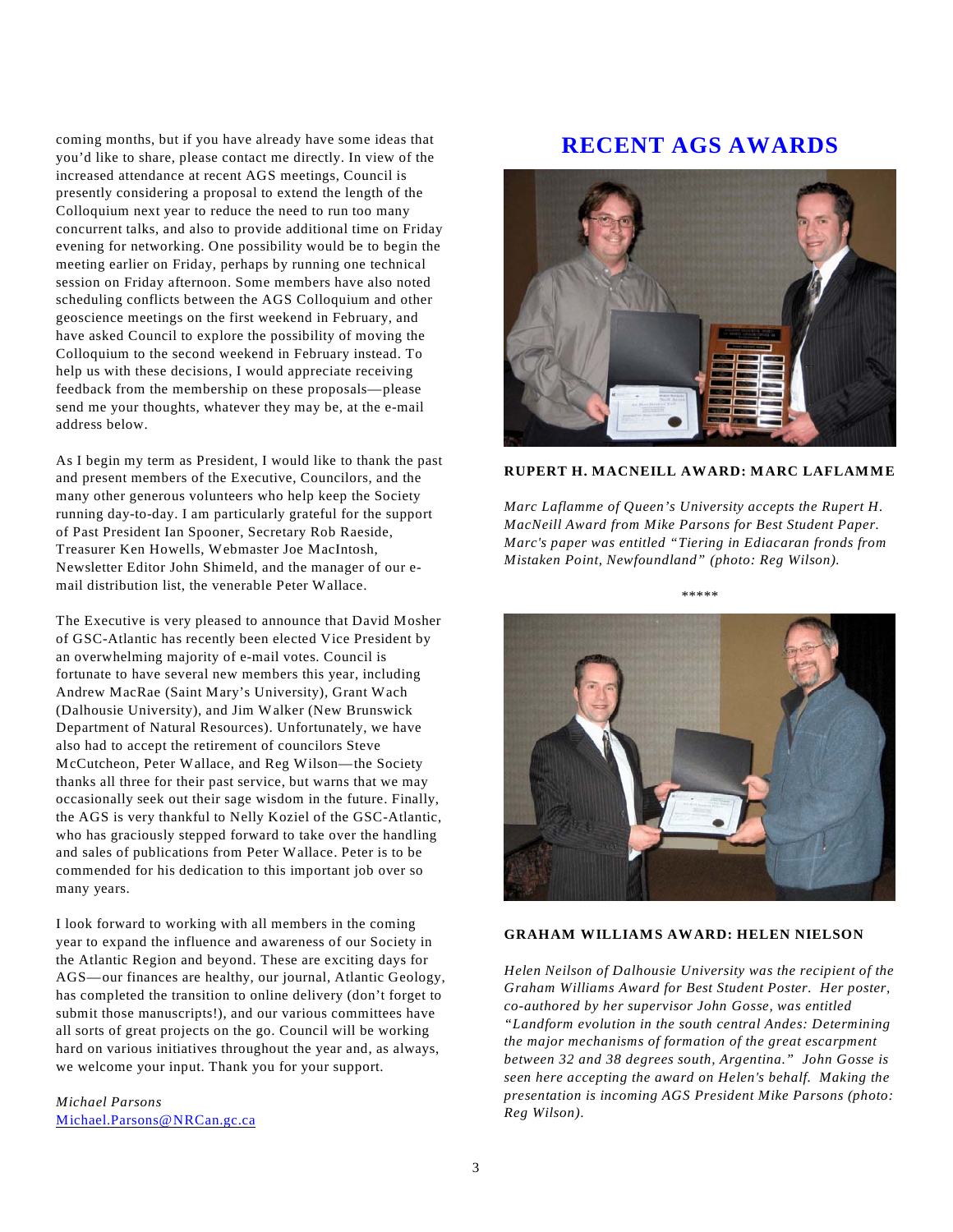coming months, but if you have already have some ideas that you'd like to share, please contact me directly. In view of the increased attendance at recent AGS meetings, Council is presently considering a proposal to extend the length of the Colloquium next year to reduce the need to run too many concurrent talks, and also to provide additional time on Friday evening for networking. One possibility would be to begin the meeting earlier on Friday, perhaps by running one technical session on Friday afternoon. Some members have also noted scheduling conflicts between the AGS Colloquium and other geoscience meetings on the first weekend in February, and have asked Council to explore the possibility of moving the Colloquium to the second weekend in February instead. To help us with these decisions, I would appreciate receiving feedback from the membership on these proposals—please send me your thoughts, whatever they may be, at the e-mail address below.

As I begin my term as President, I would like to thank the past and present members of the Executive, Councilors, and the many other generous volunteers who help keep the Society running day-to-day. I am particularly grateful for the support of Past President Ian Spooner, Secretary Rob Raeside, Treasurer Ken Howells, Webmaster Joe MacIntosh, Newsletter Editor John Shimeld, and the manager of our e-mail distribution list, the venerable Peter Wallace.

The Executive is very pleased to announce that David Mosher of GSC-Atlantic has recently been elected Vice President by an overwhelming majority of e-mail votes. Council is fortunate to have several new members this year, including Andrew MacRae (Saint Mary's University), Grant Wach (Dalhousie University), and Jim Walker (New Brunswick Department of Natural Resources). Unfortunately, we have also had to accept the retirement of councilors Steve McCutcheon, Peter Wallace, and Reg Wilson—the Society thanks all three for their past service, but warns that we may occasionally seek out their sage wisdom in the future. Finally, the AGS is very thankful to Nelly Koziel of the GSC-Atlantic, who has graciously stepped forward to take over the handling and sales of publications from Peter Wallace. Peter is to be commended for his dedication to this important job over so many years.

I look forward to working with all members in the coming year to expand the influence and awareness of our Society in the Atlantic Region and beyond. These are exciting days for AGS—our finances are healthy, our journal, Atlantic Geology, has completed the transition to online delivery (don't forget to submit those manuscripts!), and our various committees have all sorts of great projects on the go. Council will be working hard on various initiatives throughout the year and, as always, we welcome your input. Thank you for your support.

*Michael Parsons*
Michael.Parsons@NRCan.gc.ca

## RECENT AGS AWARDS

**RUPERT H. MACNEILL AWARD: MARC LAFLAMME**

*Marc Laflamme of Queen's University accepts the Rupert H. MacNeill Award from Mike Parsons for Best Student Paper. Marc's paper was entitled "Tiering in Ediacaran fronds from Mistaken Point, Newfoundland" (photo: Reg Wilson).*

\*\*\*\*\*

**GRAHAM WILLIAMS AWARD: HELEN NIELSON**

*Helen Neilson of Dalhousie University was the recipient of the Graham Williams Award for Best Student Poster. Her poster, co-authored by her supervisor John Gosse, was entitled "Landform evolution in the south central Andes: Determining the major mechanisms of formation of the great escarpment between 32 and 38 degrees south, Argentina." John Gosse is seen here accepting the award on Helen's behalf. Making the presentation is incoming AGS President Mike Parsons (photo: Reg Wilson).*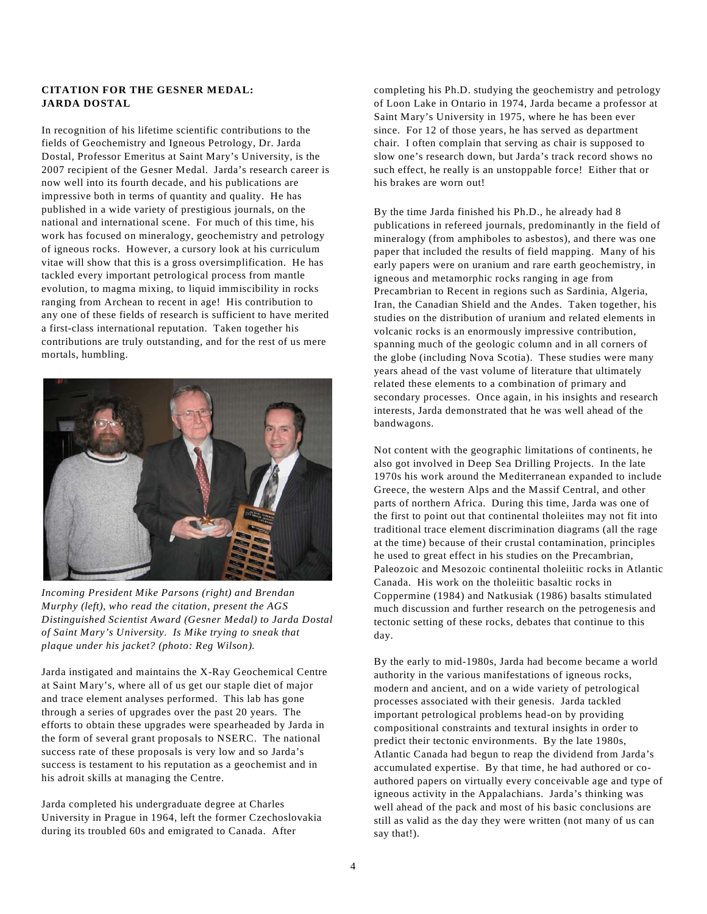**CITATION FOR THE GESNER MEDAL: JARDA DOSTAL**

In recognition of his lifetime scientific contributions to the fields of Geochemistry and Igneous Petrology, Dr. Jarda Dostal, Professor Emeritus at Saint Mary's University, is the 2007 recipient of the Gesner Medal. Jarda's research career is now well into its fourth decade, and his publications are impressive both in terms of quantity and quality. He has published in a wide variety of prestigious journals, on the national and international scene. For much of this time, his work has focused on mineralogy, geochemistry and petrology of igneous rocks. However, a cursory look at his curriculum vitae will show that this is a gross oversimplification. He has tackled every important petrological process from mantle evolution, to magma mixing, to liquid immiscibility in rocks ranging from Archean to recent in age! His contribution to any one of these fields of research is sufficient to have merited a first-class international reputation. Taken together his contributions are truly outstanding, and for the rest of us mere mortals, humbling.

*Incoming President Mike Parsons (right) and Brendan Murphy (left), who read the citation, present the AGS Distinguished Scientist Award (Gesner Medal) to Jarda Dostal of Saint Mary's University. Is Mike trying to sneak that plaque under his jacket? (photo: Reg Wilson).*

Jarda instigated and maintains the X-Ray Geochemical Centre at Saint Mary's, where all of us get our staple diet of major and trace element analyses performed. This lab has gone through a series of upgrades over the past 20 years. The efforts to obtain these upgrades were spearheaded by Jarda in the form of several grant proposals to NSERC. The national success rate of these proposals is very low and so Jarda's success is testament to his reputation as a geochemist and in his adroit skills at managing the Centre.

Jarda completed his undergraduate degree at Charles University in Prague in 1964, left the former Czechoslovakia during its troubled 60s and emigrated to Canada. After completing his Ph.D. studying the geochemistry and petrology of Loon Lake in Ontario in 1974, Jarda became a professor at Saint Mary's University in 1975, where he has been ever since. For 12 of those years, he has served as department chair. I often complain that serving as chair is supposed to slow one's research down, but Jarda's track record shows no such effect, he really is an unstoppable force! Either that or his brakes are worn out!

By the time Jarda finished his Ph.D., he already had 8 publications in refereed journals, predominantly in the field of mineralogy (from amphiboles to asbestos), and there was one paper that included the results of field mapping. Many of his early papers were on uranium and rare earth geochemistry, in igneous and metamorphic rocks ranging in age from Precambrian to Recent in regions such as Sardinia, Algeria, Iran, the Canadian Shield and the Andes. Taken together, his studies on the distribution of uranium and related elements in volcanic rocks is an enormously impressive contribution, spanning much of the geologic column and in all corners of the globe (including Nova Scotia). These studies were many years ahead of the vast volume of literature that ultimately related these elements to a combination of primary and secondary processes. Once again, in his insights and research interests, Jarda demonstrated that he was well ahead of the bandwagons.

Not content with the geographic limitations of continents, he also got involved in Deep Sea Drilling Projects. In the late 1970s his work around the Mediterranean expanded to include Greece, the western Alps and the Massif Central, and other parts of northern Africa. During this time, Jarda was one of the first to point out that continental tholeiites may not fit into traditional trace element discrimination diagrams (all the rage at the time) because of their crustal contamination, principles he used to great effect in his studies on the Precambrian, Paleozoic and Mesozoic continental tholeiitic rocks in Atlantic Canada. His work on the tholeiitic basaltic rocks in Coppermine (1984) and Natkusiak (1986) basalts stimulated much discussion and further research on the petrogenesis and tectonic setting of these rocks, debates that continue to this day.

By the early to mid-1980s, Jarda had become became a world authority in the various manifestations of igneous rocks, modern and ancient, and on a wide variety of petrological processes associated with their genesis. Jarda tackled important petrological problems head-on by providing compositional constraints and textural insights in order to predict their tectonic environments. By the late 1980s, Atlantic Canada had begun to reap the dividend from Jarda's accumulated expertise. By that time, he had authored or co-authored papers on virtually every conceivable age and type of igneous activity in the Appalachians. Jarda's thinking was well ahead of the pack and most of his basic conclusions are still as valid as the day they were written (not many of us can say that!).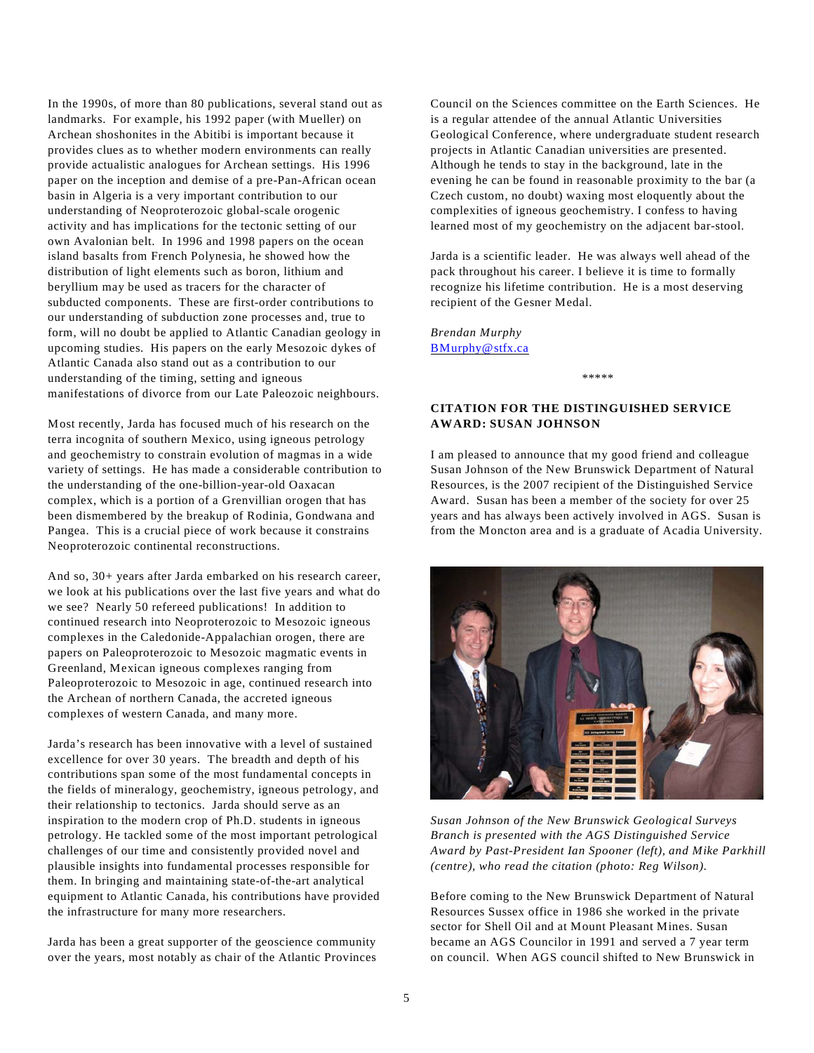In the 1990s, of more than 80 publications, several stand out as landmarks. For example, his 1992 paper (with Mueller) on Archean shoshonites in the Abitibi is important because it provides clues as to whether modern environments can really provide actualistic analogues for Archean settings. His 1996 paper on the inception and demise of a pre-Pan-African ocean basin in Algeria is a very important contribution to our understanding of Neoproterozoic global-scale orogenic activity and has implications for the tectonic setting of our own Avalonian belt. In 1996 and 1998 papers on the ocean island basalts from French Polynesia, he showed how the distribution of light elements such as boron, lithium and beryllium may be used as tracers for the character of subducted components. These are first-order contributions to our understanding of subduction zone processes and, true to form, will no doubt be applied to Atlantic Canadian geology in upcoming studies. His papers on the early Mesozoic dykes of Atlantic Canada also stand out as a contribution to our understanding of the timing, setting and igneous manifestations of divorce from our Late Paleozoic neighbours.

Most recently, Jarda has focused much of his research on the terra incognita of southern Mexico, using igneous petrology and geochemistry to constrain evolution of magmas in a wide variety of settings. He has made a considerable contribution to the understanding of the one-billion-year-old Oaxacan complex, which is a portion of a Grenvillian orogen that has been dismembered by the breakup of Rodinia, Gondwana and Pangea. This is a crucial piece of work because it constrains Neoproterozoic continental reconstructions.

And so, 30+ years after Jarda embarked on his research career, we look at his publications over the last five years and what do we see? Nearly 50 refereed publications! In addition to continued research into Neoproterozoic to Mesozoic igneous complexes in the Caledonide-Appalachian orogen, there are papers on Paleoproterozoic to Mesozoic magmatic events in Greenland, Mexican igneous complexes ranging from Paleoproterozoic to Mesozoic in age, continued research into the Archean of northern Canada, the accreted igneous complexes of western Canada, and many more.

Jarda's research has been innovative with a level of sustained excellence for over 30 years. The breadth and depth of his contributions span some of the most fundamental concepts in the fields of mineralogy, geochemistry, igneous petrology, and their relationship to tectonics. Jarda should serve as an inspiration to the modern crop of Ph.D. students in igneous petrology. He tackled some of the most important petrological challenges of our time and consistently provided novel and plausible insights into fundamental processes responsible for them. In bringing and maintaining state-of-the-art analytical equipment to Atlantic Canada, his contributions have provided the infrastructure for many more researchers.

Jarda has been a great supporter of the geoscience community over the years, most notably as chair of the Atlantic Provinces Council on the Sciences committee on the Earth Sciences. He is a regular attendee of the annual Atlantic Universities Geological Conference, where undergraduate student research projects in Atlantic Canadian universities are presented. Although he tends to stay in the background, late in the evening he can be found in reasonable proximity to the bar (a Czech custom, no doubt) waxing most eloquently about the complexities of igneous geochemistry. I confess to having learned most of my geochemistry on the adjacent bar-stool.

Jarda is a scientific leader. He was always well ahead of the pack throughout his career. I believe it is time to formally recognize his lifetime contribution. He is a most deserving recipient of the Gesner Medal.

*Brendan Murphy*
BMurphy@stfx.ca

\*\*\*\*\*

**CITATION FOR THE DISTINGUISHED SERVICE AWARD: SUSAN JOHNSON**

I am pleased to announce that my good friend and colleague Susan Johnson of the New Brunswick Department of Natural Resources, is the 2007 recipient of the Distinguished Service Award. Susan has been a member of the society for over 25 years and has always been actively involved in AGS. Susan is from the Moncton area and is a graduate of Acadia University.

*Susan Johnson of the New Brunswick Geological Surveys Branch is presented with the AGS Distinguished Service Award by Past-President Ian Spooner (left), and Mike Parkhill (centre), who read the citation (photo: Reg Wilson).*

Before coming to the New Brunswick Department of Natural Resources Sussex office in 1986 she worked in the private sector for Shell Oil and at Mount Pleasant Mines. Susan became an AGS Councilor in 1991 and served a 7 year term on council. When AGS council shifted to New Brunswick in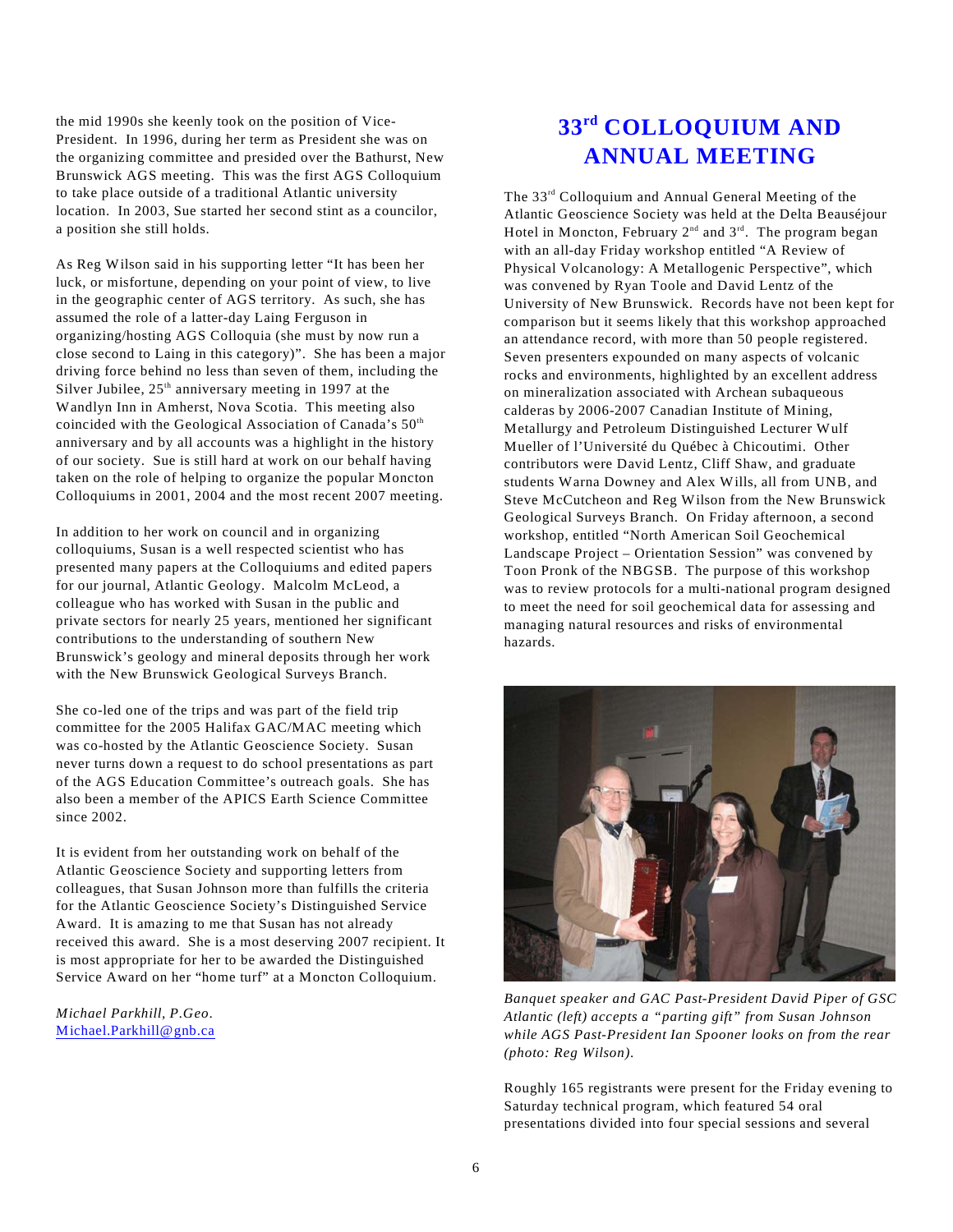the mid 1990s she keenly took on the position of Vice-President. In 1996, during her term as President she was on the organizing committee and presided over the Bathurst, New Brunswick AGS meeting. This was the first AGS Colloquium to take place outside of a traditional Atlantic university location. In 2003, Sue started her second stint as a councilor, a position she still holds.

As Reg Wilson said in his supporting letter "It has been her luck, or misfortune, depending on your point of view, to live in the geographic center of AGS territory. As such, she has assumed the role of a latter-day Laing Ferguson in organizing/hosting AGS Colloquia (she must by now run a close second to Laing in this category)". She has been a major driving force behind no less than seven of them, including the Silver Jubilee, 25th anniversary meeting in 1997 at the Wandlyn Inn in Amherst, Nova Scotia. This meeting also coincided with the Geological Association of Canada's 50th anniversary and by all accounts was a highlight in the history of our society. Sue is still hard at work on our behalf having taken on the role of helping to organize the popular Moncton Colloquiums in 2001, 2004 and the most recent 2007 meeting.

In addition to her work on council and in organizing colloquiums, Susan is a well respected scientist who has presented many papers at the Colloquiums and edited papers for our journal, Atlantic Geology. Malcolm McLeod, a colleague who has worked with Susan in the public and private sectors for nearly 25 years, mentioned her significant contributions to the understanding of southern New Brunswick's geology and mineral deposits through her work with the New Brunswick Geological Surveys Branch.

She co-led one of the trips and was part of the field trip committee for the 2005 Halifax GAC/MAC meeting which was co-hosted by the Atlantic Geoscience Society. Susan never turns down a request to do school presentations as part of the AGS Education Committee's outreach goals. She has also been a member of the APICS Earth Science Committee since 2002.

It is evident from her outstanding work on behalf of the Atlantic Geoscience Society and supporting letters from colleagues, that Susan Johnson more than fulfills the criteria for the Atlantic Geoscience Society's Distinguished Service Award. It is amazing to me that Susan has not already received this award. She is a most deserving 2007 recipient. It is most appropriate for her to be awarded the Distinguished Service Award on her "home turf" at a Moncton Colloquium.

*Michael Parkhill, P.Geo.*
Michael.Parkhill@gnb.ca

# 33rd COLLOQUIUM AND ANNUAL MEETING

The 33rd Colloquium and Annual General Meeting of the Atlantic Geoscience Society was held at the Delta Beauséjour Hotel in Moncton, February 2nd and 3rd. The program began with an all-day Friday workshop entitled "A Review of Physical Volcanology: A Metallogenic Perspective", which was convened by Ryan Toole and David Lentz of the University of New Brunswick. Records have not been kept for comparison but it seems likely that this workshop approached an attendance record, with more than 50 people registered. Seven presenters expounded on many aspects of volcanic rocks and environments, highlighted by an excellent address on mineralization associated with Archean subaqueous calderas by 2006-2007 Canadian Institute of Mining, Metallurgy and Petroleum Distinguished Lecturer Wulf Mueller of l'Université du Québec à Chicoutimi. Other contributors were David Lentz, Cliff Shaw, and graduate students Warna Downey and Alex Wills, all from UNB, and Steve McCutcheon and Reg Wilson from the New Brunswick Geological Surveys Branch. On Friday afternoon, a second workshop, entitled "North American Soil Geochemical Landscape Project – Orientation Session" was convened by Toon Pronk of the NBGSB. The purpose of this workshop was to review protocols for a multi-national program designed to meet the need for soil geochemical data for assessing and managing natural resources and risks of environmental hazards.

*Banquet speaker and GAC Past-President David Piper of GSC Atlantic (left) accepts a "parting gift" from Susan Johnson while AGS Past-President Ian Spooner looks on from the rear (photo: Reg Wilson).*

Roughly 165 registrants were present for the Friday evening to Saturday technical program, which featured 54 oral presentations divided into four special sessions and several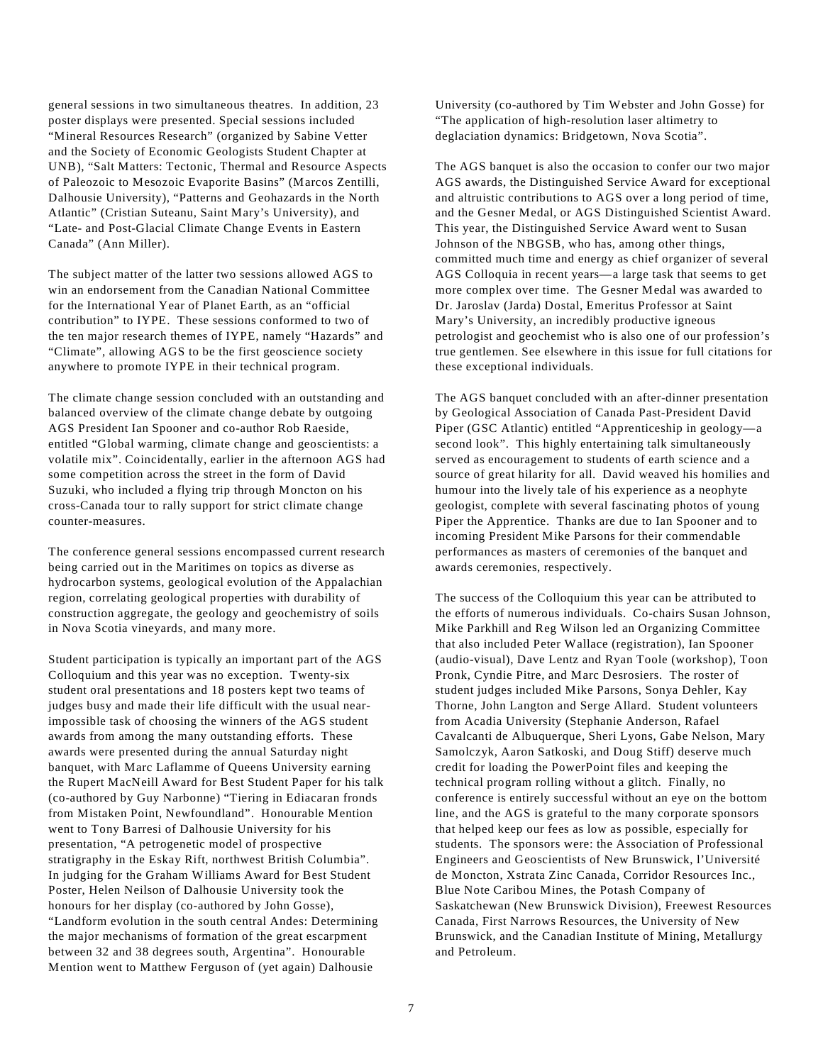general sessions in two simultaneous theatres. In addition, 23 poster displays were presented. Special sessions included "Mineral Resources Research" (organized by Sabine Vetter and the Society of Economic Geologists Student Chapter at UNB), "Salt Matters: Tectonic, Thermal and Resource Aspects of Paleozoic to Mesozoic Evaporite Basins" (Marcos Zentilli, Dalhousie University), "Patterns and Geohazards in the North Atlantic" (Cristian Suteanu, Saint Mary's University), and "Late- and Post-Glacial Climate Change Events in Eastern Canada" (Ann Miller).

The subject matter of the latter two sessions allowed AGS to win an endorsement from the Canadian National Committee for the International Year of Planet Earth, as an "official contribution" to IYPE. These sessions conformed to two of the ten major research themes of IYPE, namely "Hazards" and "Climate", allowing AGS to be the first geoscience society anywhere to promote IYPE in their technical program.

The climate change session concluded with an outstanding and balanced overview of the climate change debate by outgoing AGS President Ian Spooner and co-author Rob Raeside, entitled "Global warming, climate change and geoscientists: a volatile mix". Coincidentally, earlier in the afternoon AGS had some competition across the street in the form of David Suzuki, who included a flying trip through Moncton on his cross-Canada tour to rally support for strict climate change counter-measures.

The conference general sessions encompassed current research being carried out in the Maritimes on topics as diverse as hydrocarbon systems, geological evolution of the Appalachian region, correlating geological properties with durability of construction aggregate, the geology and geochemistry of soils in Nova Scotia vineyards, and many more.

Student participation is typically an important part of the AGS Colloquium and this year was no exception. Twenty-six student oral presentations and 18 posters kept two teams of judges busy and made their life difficult with the usual near-impossible task of choosing the winners of the AGS student awards from among the many outstanding efforts. These awards were presented during the annual Saturday night banquet, with Marc Laflamme of Queens University earning the Rupert MacNeill Award for Best Student Paper for his talk (co-authored by Guy Narbonne) "Tiering in Ediacaran fronds from Mistaken Point, Newfoundland". Honourable Mention went to Tony Barresi of Dalhousie University for his presentation, "A petrogenetic model of prospective stratigraphy in the Eskay Rift, northwest British Columbia". In judging for the Graham Williams Award for Best Student Poster, Helen Neilson of Dalhousie University took the honours for her display (co-authored by John Gosse), "Landform evolution in the south central Andes: Determining the major mechanisms of formation of the great escarpment between 32 and 38 degrees south, Argentina". Honourable Mention went to Matthew Ferguson of (yet again) Dalhousie University (co-authored by Tim Webster and John Gosse) for "The application of high-resolution laser altimetry to deglaciation dynamics: Bridgetown, Nova Scotia".

The AGS banquet is also the occasion to confer our two major AGS awards, the Distinguished Service Award for exceptional and altruistic contributions to AGS over a long period of time, and the Gesner Medal, or AGS Distinguished Scientist Award. This year, the Distinguished Service Award went to Susan Johnson of the NBGSB, who has, among other things, committed much time and energy as chief organizer of several AGS Colloquia in recent years—a large task that seems to get more complex over time. The Gesner Medal was awarded to Dr. Jaroslav (Jarda) Dostal, Emeritus Professor at Saint Mary's University, an incredibly productive igneous petrologist and geochemist who is also one of our profession's true gentlemen. See elsewhere in this issue for full citations for these exceptional individuals.

The AGS banquet concluded with an after-dinner presentation by Geological Association of Canada Past-President David Piper (GSC Atlantic) entitled "Apprenticeship in geology—a second look". This highly entertaining talk simultaneously served as encouragement to students of earth science and a source of great hilarity for all. David weaved his homilies and humour into the lively tale of his experience as a neophyte geologist, complete with several fascinating photos of young Piper the Apprentice. Thanks are due to Ian Spooner and to incoming President Mike Parsons for their commendable performances as masters of ceremonies of the banquet and awards ceremonies, respectively.

The success of the Colloquium this year can be attributed to the efforts of numerous individuals. Co-chairs Susan Johnson, Mike Parkhill and Reg Wilson led an Organizing Committee that also included Peter Wallace (registration), Ian Spooner (audio-visual), Dave Lentz and Ryan Toole (workshop), Toon Pronk, Cyndie Pitre, and Marc Desrosiers. The roster of student judges included Mike Parsons, Sonya Dehler, Kay Thorne, John Langton and Serge Allard. Student volunteers from Acadia University (Stephanie Anderson, Rafael Cavalcanti de Albuquerque, Sheri Lyons, Gabe Nelson, Mary Samolczyk, Aaron Satkoski, and Doug Stiff) deserve much credit for loading the PowerPoint files and keeping the technical program rolling without a glitch. Finally, no conference is entirely successful without an eye on the bottom line, and the AGS is grateful to the many corporate sponsors that helped keep our fees as low as possible, especially for students. The sponsors were: the Association of Professional Engineers and Geoscientists of New Brunswick, l'Université de Moncton, Xstrata Zinc Canada, Corridor Resources Inc., Blue Note Caribou Mines, the Potash Company of Saskatchewan (New Brunswick Division), Freewest Resources Canada, First Narrows Resources, the University of New Brunswick, and the Canadian Institute of Mining, Metallurgy and Petroleum.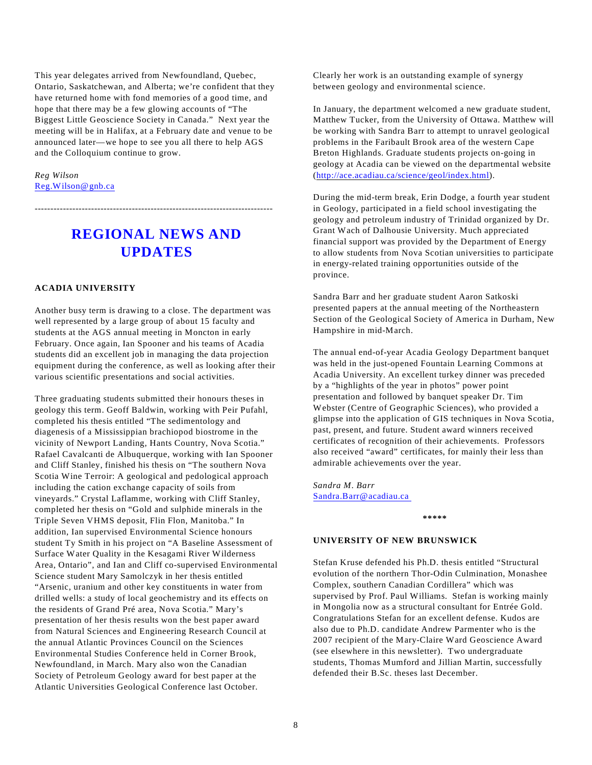This year delegates arrived from Newfoundland, Quebec, Ontario, Saskatchewan, and Alberta; we're confident that they have returned home with fond memories of a good time, and hope that there may be a few glowing accounts of "The Biggest Little Geoscience Society in Canada." Next year the meeting will be in Halifax, at a February date and venue to be announced later—we hope to see you all there to help AGS and the Colloquium continue to grow.

*Reg Wilson*
Reg.Wilson@gnb.ca

---

# REGIONAL NEWS AND UPDATES

### ACADIA UNIVERSITY

Another busy term is drawing to a close. The department was well represented by a large group of about 15 faculty and students at the AGS annual meeting in Moncton in early February. Once again, Ian Spooner and his teams of Acadia students did an excellent job in managing the data projection equipment during the conference, as well as looking after their various scientific presentations and social activities.

Three graduating students submitted their honours theses in geology this term. Geoff Baldwin, working with Peir Pufahl, completed his thesis entitled "The sedimentology and diagenesis of a Mississippian brachiopod biostrome in the vicinity of Newport Landing, Hants Country, Nova Scotia." Rafael Cavalcanti de Albuquerque, working with Ian Spooner and Cliff Stanley, finished his thesis on "The southern Nova Scotia Wine Terroir: A geological and pedological approach including the cation exchange capacity of soils from vineyards." Crystal Laflamme, working with Cliff Stanley, completed her thesis on "Gold and sulphide minerals in the Triple Seven VHMS deposit, Flin Flon, Manitoba." In addition, Ian supervised Environmental Science honours student Ty Smith in his project on "A Baseline Assessment of Surface Water Quality in the Kesagami River Wilderness Area, Ontario", and Ian and Cliff co-supervised Environmental Science student Mary Samolczyk in her thesis entitled "Arsenic, uranium and other key constituents in water from drilled wells: a study of local geochemistry and its effects on the residents of Grand Pré area, Nova Scotia." Mary's presentation of her thesis results won the best paper award from Natural Sciences and Engineering Research Council at the annual Atlantic Provinces Council on the Sciences Environmental Studies Conference held in Corner Brook, Newfoundland, in March. Mary also won the Canadian Society of Petroleum Geology award for best paper at the Atlantic Universities Geological Conference last October. Clearly her work is an outstanding example of synergy between geology and environmental science.

In January, the department welcomed a new graduate student, Matthew Tucker, from the University of Ottawa. Matthew will be working with Sandra Barr to attempt to unravel geological problems in the Faribault Brook area of the western Cape Breton Highlands. Graduate students projects on-going in geology at Acadia can be viewed on the departmental website (http://ace.acadiau.ca/science/geol/index.html).

During the mid-term break, Erin Dodge, a fourth year student in Geology, participated in a field school investigating the geology and petroleum industry of Trinidad organized by Dr. Grant Wach of Dalhousie University. Much appreciated financial support was provided by the Department of Energy to allow students from Nova Scotian universities to participate in energy-related training opportunities outside of the province.

Sandra Barr and her graduate student Aaron Satkoski presented papers at the annual meeting of the Northeastern Section of the Geological Society of America in Durham, New Hampshire in mid-March.

The annual end-of-year Acadia Geology Department banquet was held in the just-opened Fountain Learning Commons at Acadia University. An excellent turkey dinner was preceded by a "highlights of the year in photos" power point presentation and followed by banquet speaker Dr. Tim Webster (Centre of Geographic Sciences), who provided a glimpse into the application of GIS techniques in Nova Scotia, past, present, and future. Student award winners received certificates of recognition of their achievements. Professors also received "award" certificates, for mainly their less than admirable achievements over the year.

*Sandra M. Barr*
Sandra.Barr@acadiau.ca

\*\*\*\*\*

### UNIVERSITY OF NEW BRUNSWICK

Stefan Kruse defended his Ph.D. thesis entitled "Structural evolution of the northern Thor-Odin Culmination, Monashee Complex, southern Canadian Cordillera" which was supervised by Prof. Paul Williams. Stefan is working mainly in Mongolia now as a structural consultant for Entrée Gold. Congratulations Stefan for an excellent defense. Kudos are also due to Ph.D. candidate Andrew Parmenter who is the 2007 recipient of the Mary-Claire Ward Geoscience Award (see elsewhere in this newsletter). Two undergraduate students, Thomas Mumford and Jillian Martin, successfully defended their B.Sc. theses last December.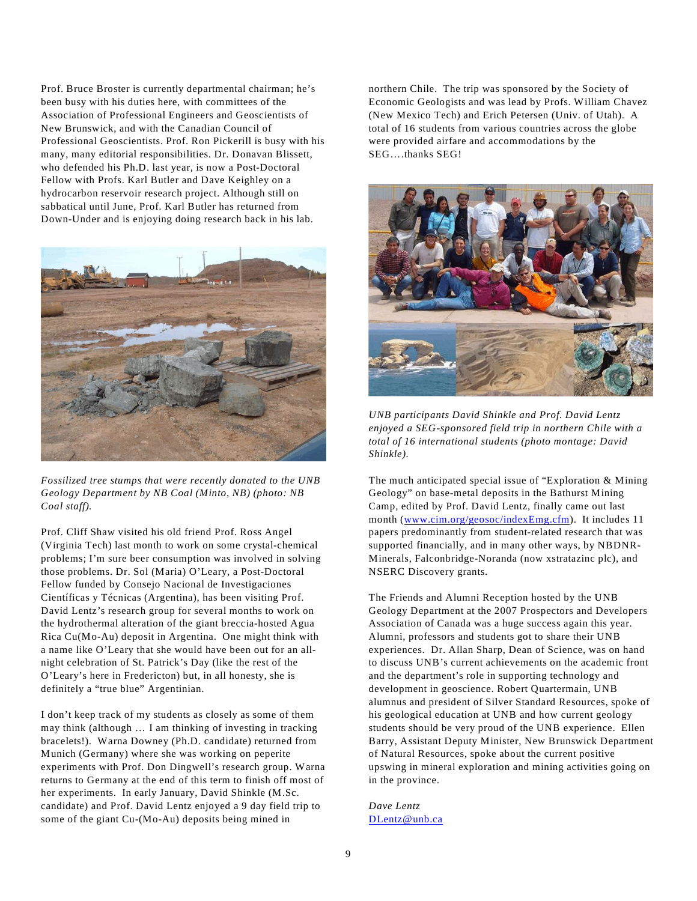Prof. Bruce Broster is currently departmental chairman; he's been busy with his duties here, with committees of the Association of Professional Engineers and Geoscientists of New Brunswick, and with the Canadian Council of Professional Geoscientists. Prof. Ron Pickerill is busy with his many, many editorial responsibilities. Dr. Donavan Blissett, who defended his Ph.D. last year, is now a Post-Doctoral Fellow with Profs. Karl Butler and Dave Keighley on a hydrocarbon reservoir research project. Although still on sabbatical until June, Prof. Karl Butler has returned from Down-Under and is enjoying doing research back in his lab.

*Fossilized tree stumps that were recently donated to the UNB Geology Department by NB Coal (Minto, NB) (photo: NB Coal staff).*

Prof. Cliff Shaw visited his old friend Prof. Ross Angel (Virginia Tech) last month to work on some crystal-chemical problems; I'm sure beer consumption was involved in solving those problems. Dr. Sol (Maria) O'Leary, a Post-Doctoral Fellow funded by Consejo Nacional de Investigaciones Científicas y Técnicas (Argentina), has been visiting Prof. David Lentz's research group for several months to work on the hydrothermal alteration of the giant breccia-hosted Agua Rica Cu(Mo-Au) deposit in Argentina. One might think with a name like O'Leary that she would have been out for an all-night celebration of St. Patrick's Day (like the rest of the O'Leary's here in Fredericton) but, in all honesty, she is definitely a "true blue" Argentinian.

I don't keep track of my students as closely as some of them may think (although … I am thinking of investing in tracking bracelets!). Warna Downey (Ph.D. candidate) returned from Munich (Germany) where she was working on peperite experiments with Prof. Don Dingwell's research group. Warna returns to Germany at the end of this term to finish off most of her experiments. In early January, David Shinkle (M.Sc. candidate) and Prof. David Lentz enjoyed a 9 day field trip to some of the giant Cu-(Mo-Au) deposits being mined in northern Chile. The trip was sponsored by the Society of Economic Geologists and was lead by Profs. William Chavez (New Mexico Tech) and Erich Petersen (Univ. of Utah). A total of 16 students from various countries across the globe were provided airfare and accommodations by the SEG….thanks SEG!

*UNB participants David Shinkle and Prof. David Lentz enjoyed a SEG-sponsored field trip in northern Chile with a total of 16 international students (photo montage: David Shinkle).*

The much anticipated special issue of "Exploration & Mining Geology" on base-metal deposits in the Bathurst Mining Camp, edited by Prof. David Lentz, finally came out last month (www.cim.org/geosoc/indexEmg.cfm). It includes 11 papers predominantly from student-related research that was supported financially, and in many other ways, by NBDNR-Minerals, Falconbridge-Noranda (now xstratazinc plc), and NSERC Discovery grants.

The Friends and Alumni Reception hosted by the UNB Geology Department at the 2007 Prospectors and Developers Association of Canada was a huge success again this year. Alumni, professors and students got to share their UNB experiences. Dr. Allan Sharp, Dean of Science, was on hand to discuss UNB's current achievements on the academic front and the department's role in supporting technology and development in geoscience. Robert Quartermain, UNB alumnus and president of Silver Standard Resources, spoke of his geological education at UNB and how current geology students should be very proud of the UNB experience. Ellen Barry, Assistant Deputy Minister, New Brunswick Department of Natural Resources, spoke about the current positive upswing in mineral exploration and mining activities going on in the province.

*Dave Lentz*
DLentz@unb.ca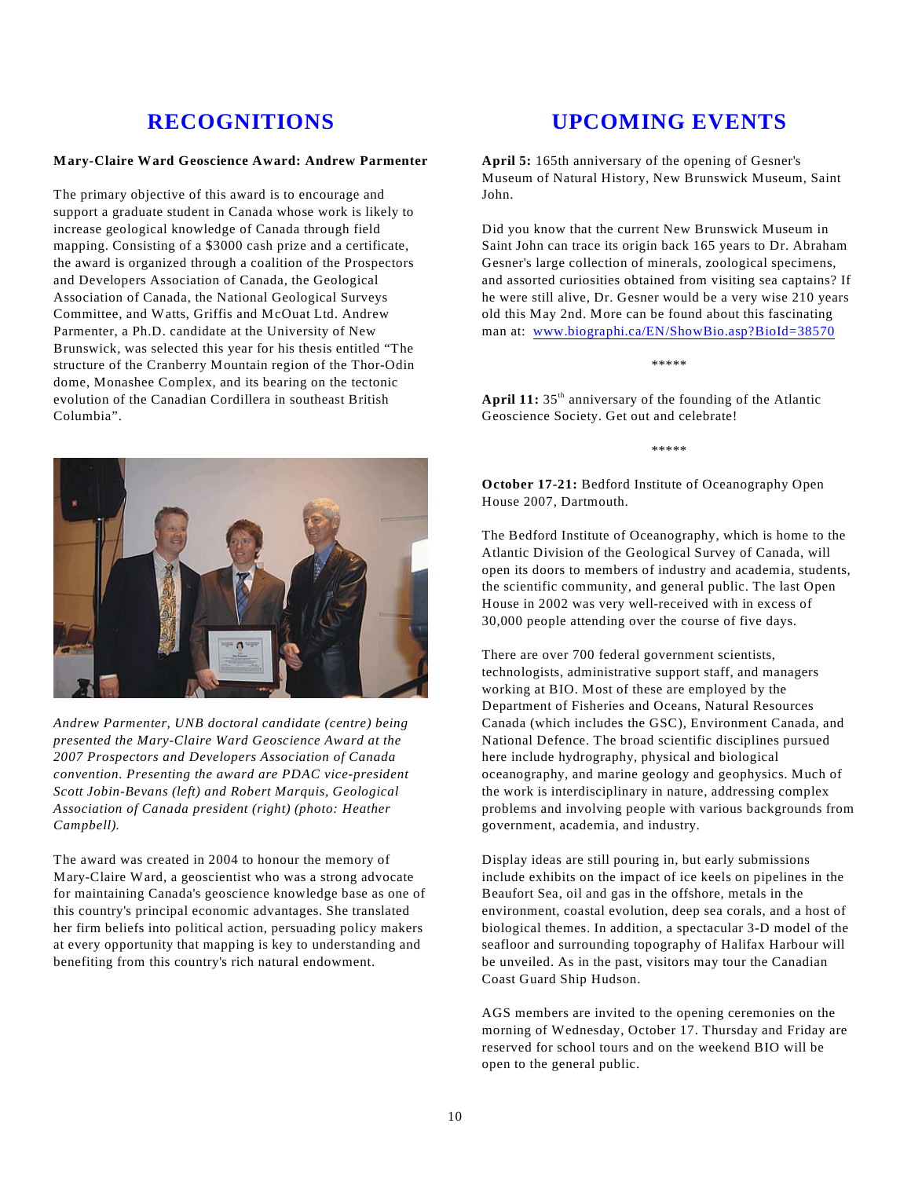## RECOGNITIONS

**Mary-Claire Ward Geoscience Award: Andrew Parmenter**

The primary objective of this award is to encourage and support a graduate student in Canada whose work is likely to increase geological knowledge of Canada through field mapping. Consisting of a $3000 cash prize and a certificate, the award is organized through a coalition of the Prospectors and Developers Association of Canada, the Geological Association of Canada, the National Geological Surveys Committee, and Watts, Griffis and McOuat Ltd. Andrew Parmenter, a Ph.D. candidate at the University of New Brunswick, was selected this year for his thesis entitled "The structure of the Cranberry Mountain region of the Thor-Odin dome, Monashee Complex, and its bearing on the tectonic evolution of the Canadian Cordillera in southeast British Columbia".

*Andrew Parmenter, UNB doctoral candidate (centre) being presented the Mary-Claire Ward Geoscience Award at the 2007 Prospectors and Developers Association of Canada convention. Presenting the award are PDAC vice-president Scott Jobin-Bevans (left) and Robert Marquis, Geological Association of Canada president (right) (photo: Heather Campbell).*

The award was created in 2004 to honour the memory of Mary-Claire Ward, a geoscientist who was a strong advocate for maintaining Canada's geoscience knowledge base as one of this country's principal economic advantages. She translated her firm beliefs into political action, persuading policy makers at every opportunity that mapping is key to understanding and benefiting from this country's rich natural endowment.

## UPCOMING EVENTS

**April 5:** 165th anniversary of the opening of Gesner's Museum of Natural History, New Brunswick Museum, Saint John.

Did you know that the current New Brunswick Museum in Saint John can trace its origin back 165 years to Dr. Abraham Gesner's large collection of minerals, zoological specimens, and assorted curiosities obtained from visiting sea captains? If he were still alive, Dr. Gesner would be a very wise 210 years old this May 2nd. More can be found about this fascinating man at: www.biographi.ca/EN/ShowBio.asp?BioId=38570

*****

**April 11:** 35th anniversary of the founding of the Atlantic Geoscience Society. Get out and celebrate!

*****

**October 17-21:** Bedford Institute of Oceanography Open House 2007, Dartmouth.

The Bedford Institute of Oceanography, which is home to the Atlantic Division of the Geological Survey of Canada, will open its doors to members of industry and academia, students, the scientific community, and general public. The last Open House in 2002 was very well-received with in excess of 30,000 people attending over the course of five days.

There are over 700 federal government scientists, technologists, administrative support staff, and managers working at BIO. Most of these are employed by the Department of Fisheries and Oceans, Natural Resources Canada (which includes the GSC), Environment Canada, and National Defence. The broad scientific disciplines pursued here include hydrography, physical and biological oceanography, and marine geology and geophysics. Much of the work is interdisciplinary in nature, addressing complex problems and involving people with various backgrounds from government, academia, and industry.

Display ideas are still pouring in, but early submissions include exhibits on the impact of ice keels on pipelines in the Beaufort Sea, oil and gas in the offshore, metals in the environment, coastal evolution, deep sea corals, and a host of biological themes. In addition, a spectacular 3-D model of the seafloor and surrounding topography of Halifax Harbour will be unveiled. As in the past, visitors may tour the Canadian Coast Guard Ship Hudson.

AGS members are invited to the opening ceremonies on the morning of Wednesday, October 17. Thursday and Friday are reserved for school tours and on the weekend BIO will be open to the general public.